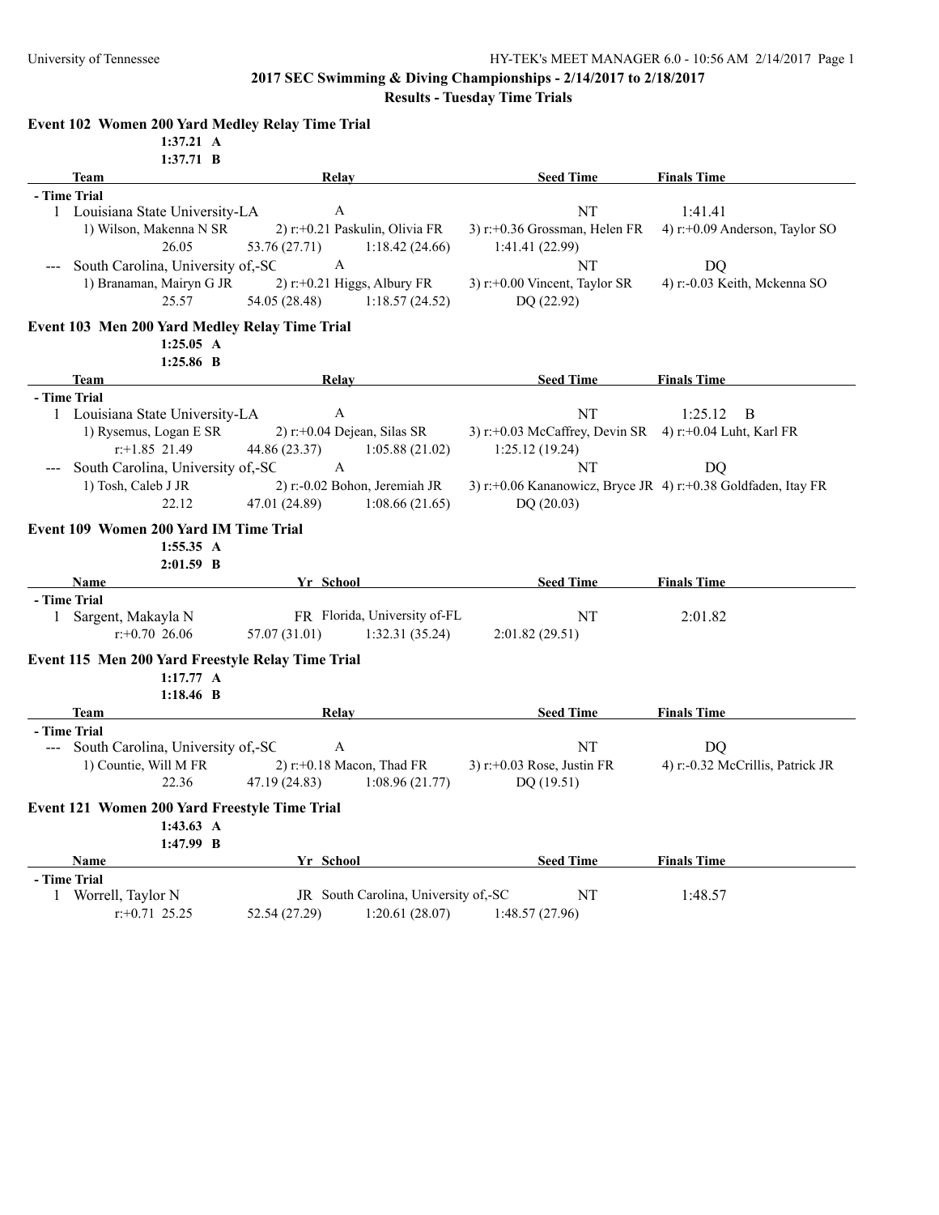## 2017 SEC Swimming & Diving Championships - 2/14/2017 to 2/18/2017

### Results - Tuesday Time Trials

**Event 102 Women 200 Yard Medley Relay Time Trial**

**1:37.21 A**
**1:37.71 B**

| Team | Relay | Seed Time | Finals Time |
|---|---|---|---|
| **- Time Trial** | | | |
| 1 Louisiana State University-LA | A | NT | 1:41.41 |
| 1) Wilson, Makenna N SR; 2) r:+0.21 Paskulin, Olivia FR; 3) r:+0.36 Grossman, Helen FR; 4) r:+0.09 Anderson, Taylor SO | | | |
| 26.05 &nbsp; 53.76 (27.71) &nbsp; 1:18.42 (24.66) &nbsp; 1:41.41 (22.99) | | | |
| --- South Carolina, University of,-SC | A | NT | DQ |
| 1) Branaman, Mairyn G JR; 2) r:+0.21 Higgs, Albury FR; 3) r:+0.00 Vincent, Taylor SR; 4) r:-0.03 Keith, Mckenna SO | | | |
| 25.57 &nbsp; 54.05 (28.48) &nbsp; 1:18.57 (24.52) &nbsp; DQ (22.92) | | | |

**Event 103 Men 200 Yard Medley Relay Time Trial**

**1:25.05 A**
**1:25.86 B**

| Team | Relay | Seed Time | Finals Time |
|---|---|---|---|
| **- Time Trial** | | | |
| 1 Louisiana State University-LA | A | NT | 1:25.12 B |
| 1) Rysemus, Logan E SR; 2) r:+0.04 Dejean, Silas SR; 3) r:+0.03 McCaffrey, Devin SR; 4) r:+0.04 Luht, Karl FR | | | |
| r:+1.85 21.49 &nbsp; 44.86 (23.37) &nbsp; 1:05.88 (21.02) &nbsp; 1:25.12 (19.24) | | | |
| --- South Carolina, University of,-SC | A | NT | DQ |
| 1) Tosh, Caleb J JR; 2) r:-0.02 Bohon, Jeremiah JR; 3) r:+0.06 Kananowicz, Bryce JR; 4) r:+0.38 Goldfaden, Itay FR | | | |
| 22.12 &nbsp; 47.01 (24.89) &nbsp; 1:08.66 (21.65) &nbsp; DQ (20.03) | | | |

**Event 109 Women 200 Yard IM Time Trial**

**1:55.35 A**
**2:01.59 B**

| Name | Yr | School | Seed Time | Finals Time |
|---|---|---|---|---|
| **- Time Trial** | | | | |
| 1 Sargent, Makayla N | FR | Florida, University of-FL | NT | 2:01.82 |
| r:+0.70 26.06 &nbsp; 57.07 (31.01) &nbsp; 1:32.31 (35.24) &nbsp; 2:01.82 (29.51) | | | | |

**Event 115 Men 200 Yard Freestyle Relay Time Trial**

**1:17.77 A**
**1:18.46 B**

| Team | Relay | Seed Time | Finals Time |
|---|---|---|---|
| **- Time Trial** | | | |
| --- South Carolina, University of,-SC | A | NT | DQ |
| 1) Countie, Will M FR; 2) r:+0.18 Macon, Thad FR; 3) r:+0.03 Rose, Justin FR; 4) r:-0.32 McCrillis, Patrick JR | | | |
| 22.36 &nbsp; 47.19 (24.83) &nbsp; 1:08.96 (21.77) &nbsp; DQ (19.51) | | | |

**Event 121 Women 200 Yard Freestyle Time Trial**

**1:43.63 A**
**1:47.99 B**

| Name | Yr | School | Seed Time | Finals Time |
|---|---|---|---|---|
| **- Time Trial** | | | | |
| 1 Worrell, Taylor N | JR | South Carolina, University of,-SC | NT | 1:48.57 |
| r:+0.71 25.25 &nbsp; 52.54 (27.29) &nbsp; 1:20.61 (28.07) &nbsp; 1:48.57 (27.96) | | | | |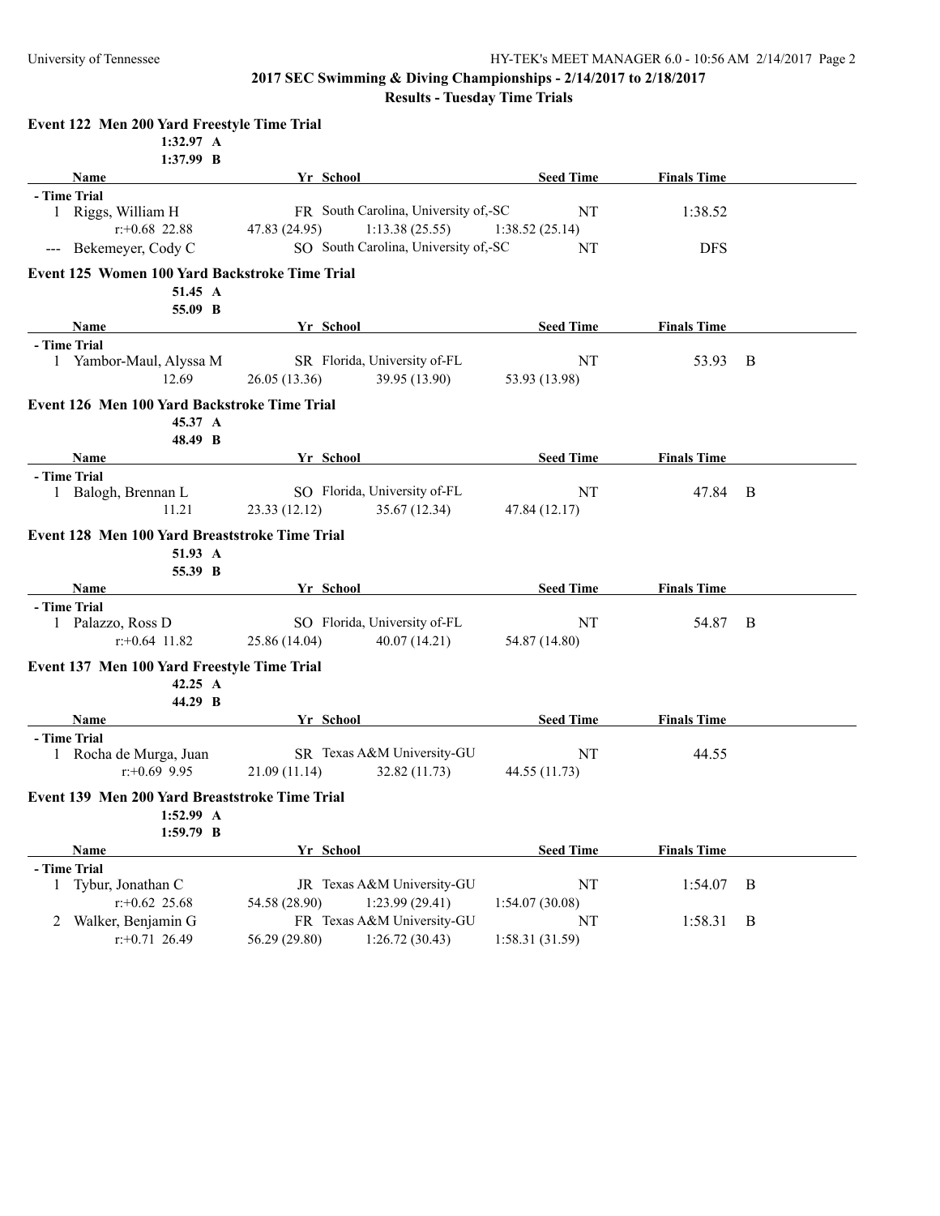## 2017 SEC Swimming & Diving Championships - 2/14/2017 to 2/18/2017

### Results - Tuesday Time Trials

**Event 122 Men 200 Yard Freestyle Time Trial**

1:32.97 A
1:37.99 B

| | Name | Yr | School | Seed Time | Finals Time | |
|---|---|---|---|---|---|---|
| - Time Trial | | | | | | |
| 1 | Riggs, William H | FR | South Carolina, University of,-SC | NT | 1:38.52 | |
| | r:+0.68 22.88 | 47.83 (24.95) | 1:13.38 (25.55) | 1:38.52 (25.14) | | |
| --- | Bekemeyer, Cody C | SO | South Carolina, University of,-SC | NT | DFS | |

**Event 125 Women 100 Yard Backstroke Time Trial**

51.45 A
55.09 B

| | Name | Yr | School | Seed Time | Finals Time | |
|---|---|---|---|---|---|---|
| - Time Trial | | | | | | |
| 1 | Yambor-Maul, Alyssa M | SR | Florida, University of-FL | NT | 53.93 | B |
| | 12.69 | 26.05 (13.36) | 39.95 (13.90) | 53.93 (13.98) | | |

**Event 126 Men 100 Yard Backstroke Time Trial**

45.37 A
48.49 B

| | Name | Yr | School | Seed Time | Finals Time | |
|---|---|---|---|---|---|---|
| - Time Trial | | | | | | |
| 1 | Balogh, Brennan L | SO | Florida, University of-FL | NT | 47.84 | B |
| | 11.21 | 23.33 (12.12) | 35.67 (12.34) | 47.84 (12.17) | | |

**Event 128 Men 100 Yard Breaststroke Time Trial**

51.93 A
55.39 B

| | Name | Yr | School | Seed Time | Finals Time | |
|---|---|---|---|---|---|---|
| - Time Trial | | | | | | |
| 1 | Palazzo, Ross D | SO | Florida, University of-FL | NT | 54.87 | B |
| | r:+0.64 11.82 | 25.86 (14.04) | 40.07 (14.21) | 54.87 (14.80) | | |

**Event 137 Men 100 Yard Freestyle Time Trial**

42.25 A
44.29 B

| | Name | Yr | School | Seed Time | Finals Time | |
|---|---|---|---|---|---|---|
| - Time Trial | | | | | | |
| 1 | Rocha de Murga, Juan | SR | Texas A&M University-GU | NT | 44.55 | |
| | r:+0.69 9.95 | 21.09 (11.14) | 32.82 (11.73) | 44.55 (11.73) | | |

**Event 139 Men 200 Yard Breaststroke Time Trial**

1:52.99 A
1:59.79 B

| | Name | Yr | School | Seed Time | Finals Time | |
|---|---|---|---|---|---|---|
| - Time Trial | | | | | | |
| 1 | Tybur, Jonathan C | JR | Texas A&M University-GU | NT | 1:54.07 | B |
| | r:+0.62 25.68 | 54.58 (28.90) | 1:23.99 (29.41) | 1:54.07 (30.08) | | |
| 2 | Walker, Benjamin G | FR | Texas A&M University-GU | NT | 1:58.31 | B |
| | r:+0.71 26.49 | 56.29 (29.80) | 1:26.72 (30.43) | 1:58.31 (31.59) | | |